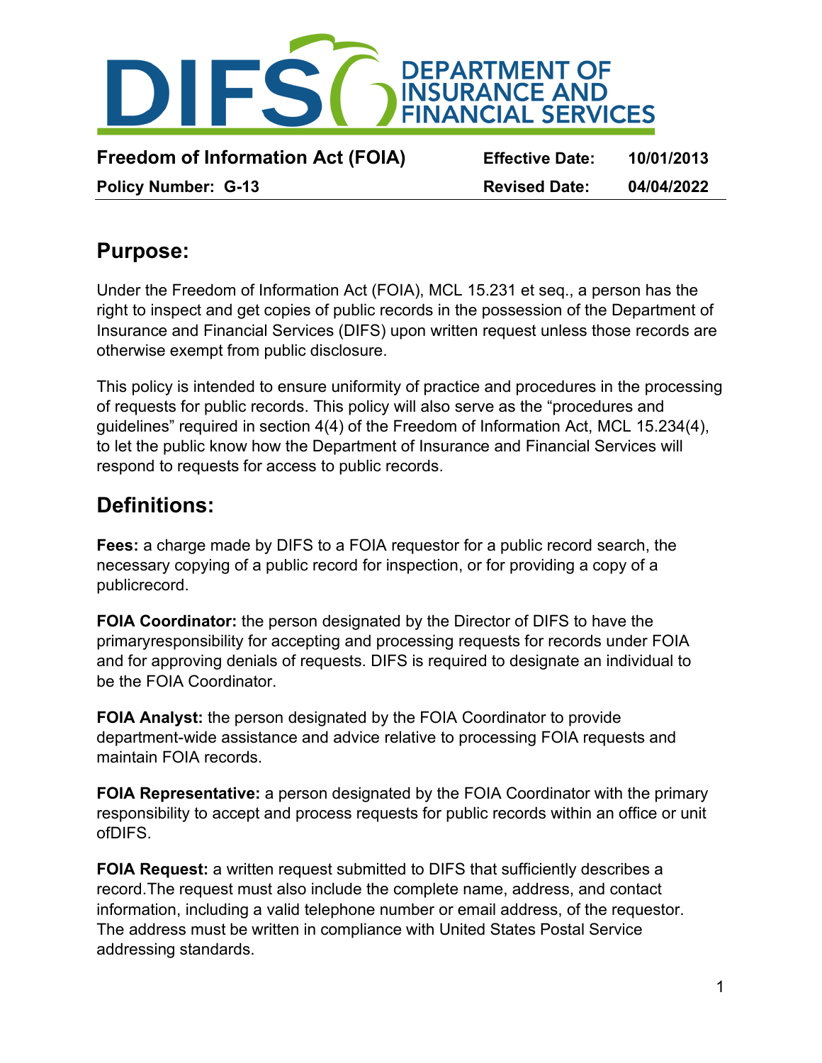DIFS DEPARTMENT OF INSURANCE AND FINANCIAL SERVICES

**Freedom of Information Act (FOIA)** **Effective Date: 10/01/2013**

**Policy Number: G-13** **Revised Date: 04/04/2022**

## Purpose:

Under the Freedom of Information Act (FOIA), MCL 15.231 et seq., a person has the right to inspect and get copies of public records in the possession of the Department of Insurance and Financial Services (DIFS) upon written request unless those records are otherwise exempt from public disclosure.

This policy is intended to ensure uniformity of practice and procedures in the processing of requests for public records. This policy will also serve as the "procedures and guidelines" required in section 4(4) of the Freedom of Information Act, MCL 15.234(4), to let the public know how the Department of Insurance and Financial Services will respond to requests for access to public records.

## Definitions:

**Fees:** a charge made by DIFS to a FOIA requestor for a public record search, the necessary copying of a public record for inspection, or for providing a copy of a publicrecord.

**FOIA Coordinator:** the person designated by the Director of DIFS to have the primaryresponsibility for accepting and processing requests for records under FOIA and for approving denials of requests. DIFS is required to designate an individual to be the FOIA Coordinator.

**FOIA Analyst:** the person designated by the FOIA Coordinator to provide department-wide assistance and advice relative to processing FOIA requests and maintain FOIA records.

**FOIA Representative:** a person designated by the FOIA Coordinator with the primary responsibility to accept and process requests for public records within an office or unit ofDIFS.

**FOIA Request:** a written request submitted to DIFS that sufficiently describes a record.The request must also include the complete name, address, and contact information, including a valid telephone number or email address, of the requestor. The address must be written in compliance with United States Postal Service addressing standards.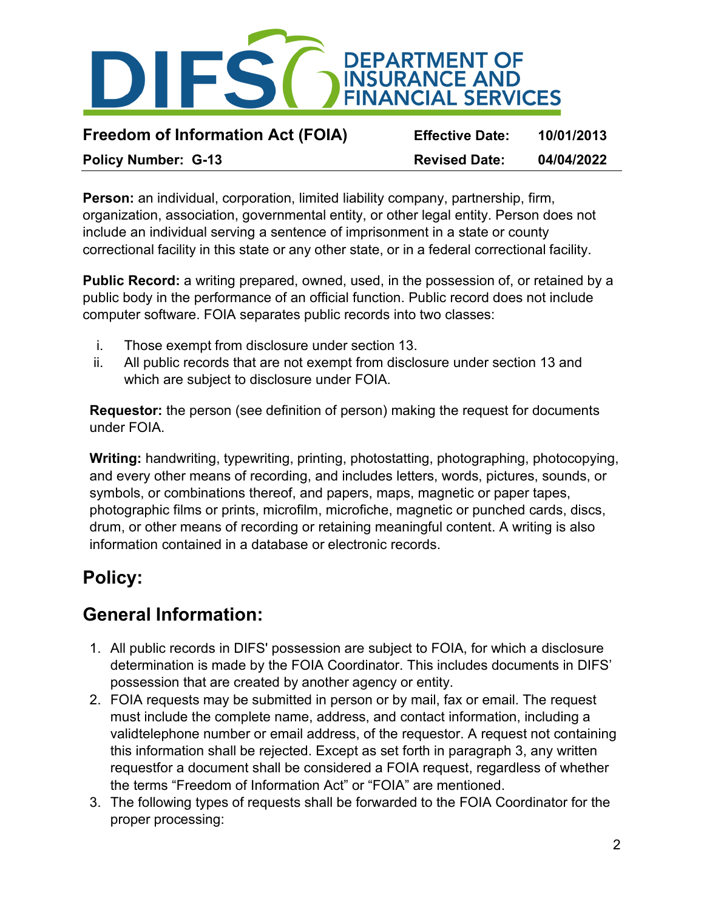**Person:** an individual, corporation, limited liability company, partnership, firm, organization, association, governmental entity, or other legal entity. Person does not include an individual serving a sentence of imprisonment in a state or county correctional facility in this state or any other state, or in a federal correctional facility.

**Public Record:** a writing prepared, owned, used, in the possession of, or retained by a public body in the performance of an official function. Public record does not include computer software. FOIA separates public records into two classes:

i. Those exempt from disclosure under section 13.
ii. All public records that are not exempt from disclosure under section 13 and which are subject to disclosure under FOIA.

**Requestor:** the person (see definition of person) making the request for documents under FOIA.

**Writing:** handwriting, typewriting, printing, photostatting, photographing, photocopying, and every other means of recording, and includes letters, words, pictures, sounds, or symbols, or combinations thereof, and papers, maps, magnetic or paper tapes, photographic films or prints, microfilm, microfiche, magnetic or punched cards, discs, drum, or other means of recording or retaining meaningful content. A writing is also information contained in a database or electronic records.

## Policy:

## General Information:

1. All public records in DIFS' possession are subject to FOIA, for which a disclosure determination is made by the FOIA Coordinator. This includes documents in DIFS' possession that are created by another agency or entity.
2. FOIA requests may be submitted in person or by mail, fax or email. The request must include the complete name, address, and contact information, including a validtelephone number or email address, of the requestor. A request not containing this information shall be rejected. Except as set forth in paragraph 3, any written requestfor a document shall be considered a FOIA request, regardless of whether the terms "Freedom of Information Act" or "FOIA" are mentioned.
3. The following types of requests shall be forwarded to the FOIA Coordinator for the proper processing: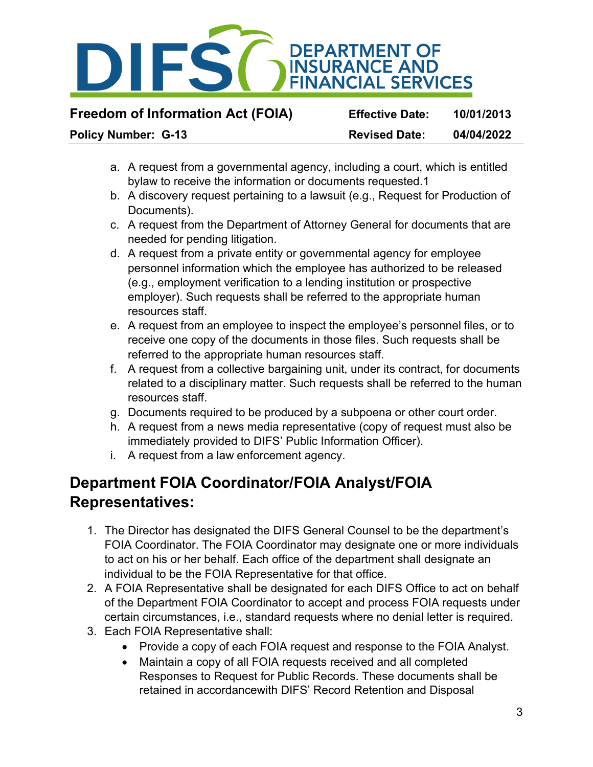a. A request from a governmental agency, including a court, which is entitled bylaw to receive the information or documents requested.1
b. A discovery request pertaining to a lawsuit (e.g., Request for Production of Documents).
c. A request from the Department of Attorney General for documents that are needed for pending litigation.
d. A request from a private entity or governmental agency for employee personnel information which the employee has authorized to be released (e.g., employment verification to a lending institution or prospective employer). Such requests shall be referred to the appropriate human resources staff.
e. A request from an employee to inspect the employee's personnel files, or to receive one copy of the documents in those files. Such requests shall be referred to the appropriate human resources staff.
f. A request from a collective bargaining unit, under its contract, for documents related to a disciplinary matter. Such requests shall be referred to the human resources staff.
g. Documents required to be produced by a subpoena or other court order.
h. A request from a news media representative (copy of request must also be immediately provided to DIFS' Public Information Officer).
i. A request from a law enforcement agency.

## Department FOIA Coordinator/FOIA Analyst/FOIA Representatives:

1. The Director has designated the DIFS General Counsel to be the department's FOIA Coordinator. The FOIA Coordinator may designate one or more individuals to act on his or her behalf. Each office of the department shall designate an individual to be the FOIA Representative for that office.
2. A FOIA Representative shall be designated for each DIFS Office to act on behalf of the Department FOIA Coordinator to accept and process FOIA requests under certain circumstances, i.e., standard requests where no denial letter is required.
3. Each FOIA Representative shall:
   - Provide a copy of each FOIA request and response to the FOIA Analyst.
   - Maintain a copy of all FOIA requests received and all completed Responses to Request for Public Records. These documents shall be retained in accordancewith DIFS' Record Retention and Disposal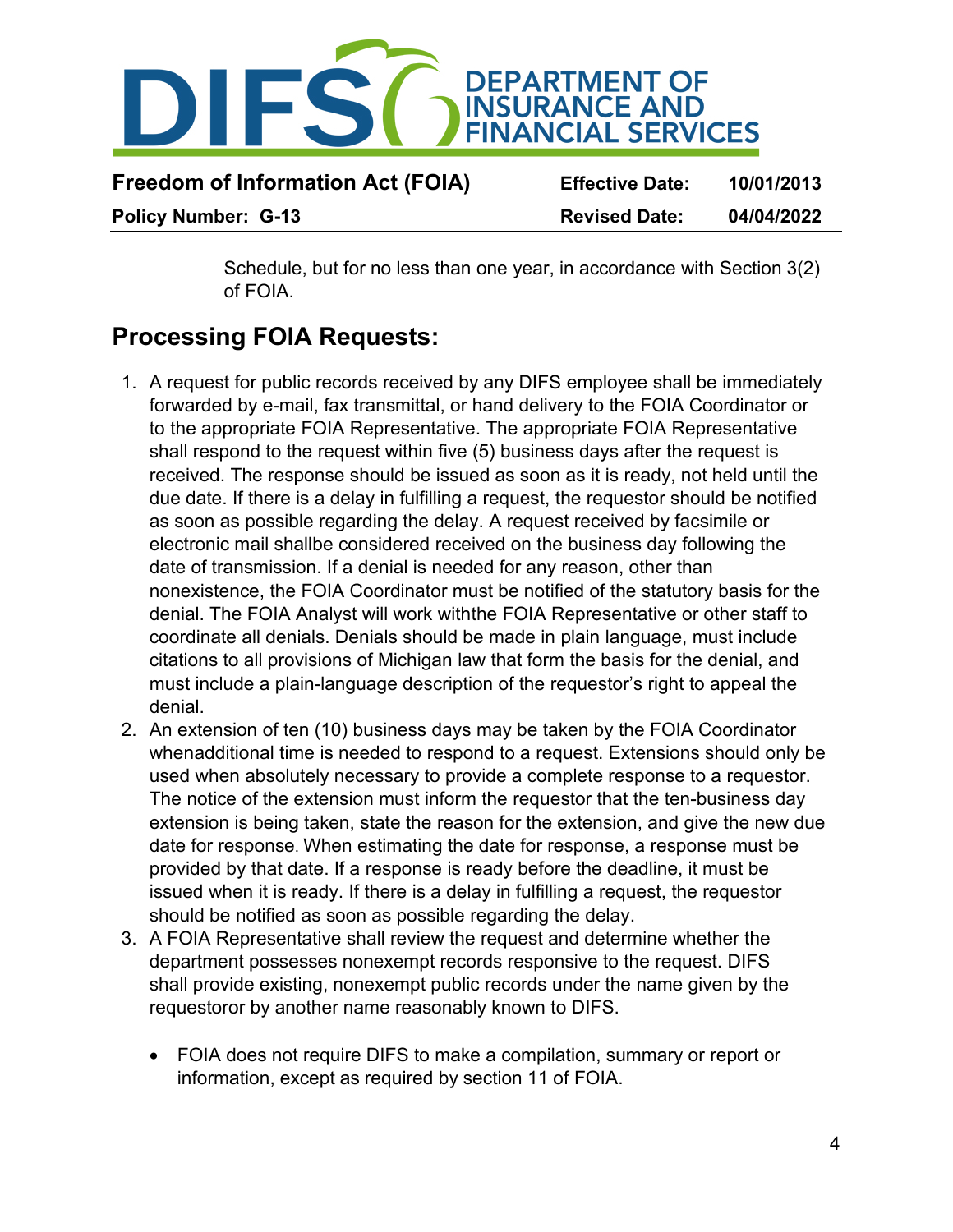Schedule, but for no less than one year, in accordance with Section 3(2) of FOIA.

## Processing FOIA Requests:

1. A request for public records received by any DIFS employee shall be immediately forwarded by e-mail, fax transmittal, or hand delivery to the FOIA Coordinator or to the appropriate FOIA Representative. The appropriate FOIA Representative shall respond to the request within five (5) business days after the request is received. The response should be issued as soon as it is ready, not held until the due date. If there is a delay in fulfilling a request, the requestor should be notified as soon as possible regarding the delay. A request received by facsimile or electronic mail shallbe considered received on the business day following the date of transmission. If a denial is needed for any reason, other than nonexistence, the FOIA Coordinator must be notified of the statutory basis for the denial. The FOIA Analyst will work withthe FOIA Representative or other staff to coordinate all denials. Denials should be made in plain language, must include citations to all provisions of Michigan law that form the basis for the denial, and must include a plain-language description of the requestor's right to appeal the denial.
2. An extension of ten (10) business days may be taken by the FOIA Coordinator whenadditional time is needed to respond to a request. Extensions should only be used when absolutely necessary to provide a complete response to a requestor. The notice of the extension must inform the requestor that the ten-business day extension is being taken, state the reason for the extension, and give the new due date for response. When estimating the date for response, a response must be provided by that date. If a response is ready before the deadline, it must be issued when it is ready. If there is a delay in fulfilling a request, the requestor should be notified as soon as possible regarding the delay.
3. A FOIA Representative shall review the request and determine whether the department possesses nonexempt records responsive to the request. DIFS shall provide existing, nonexempt public records under the name given by the requestoror by another name reasonably known to DIFS.

    - FOIA does not require DIFS to make a compilation, summary or report or information, except as required by section 11 of FOIA.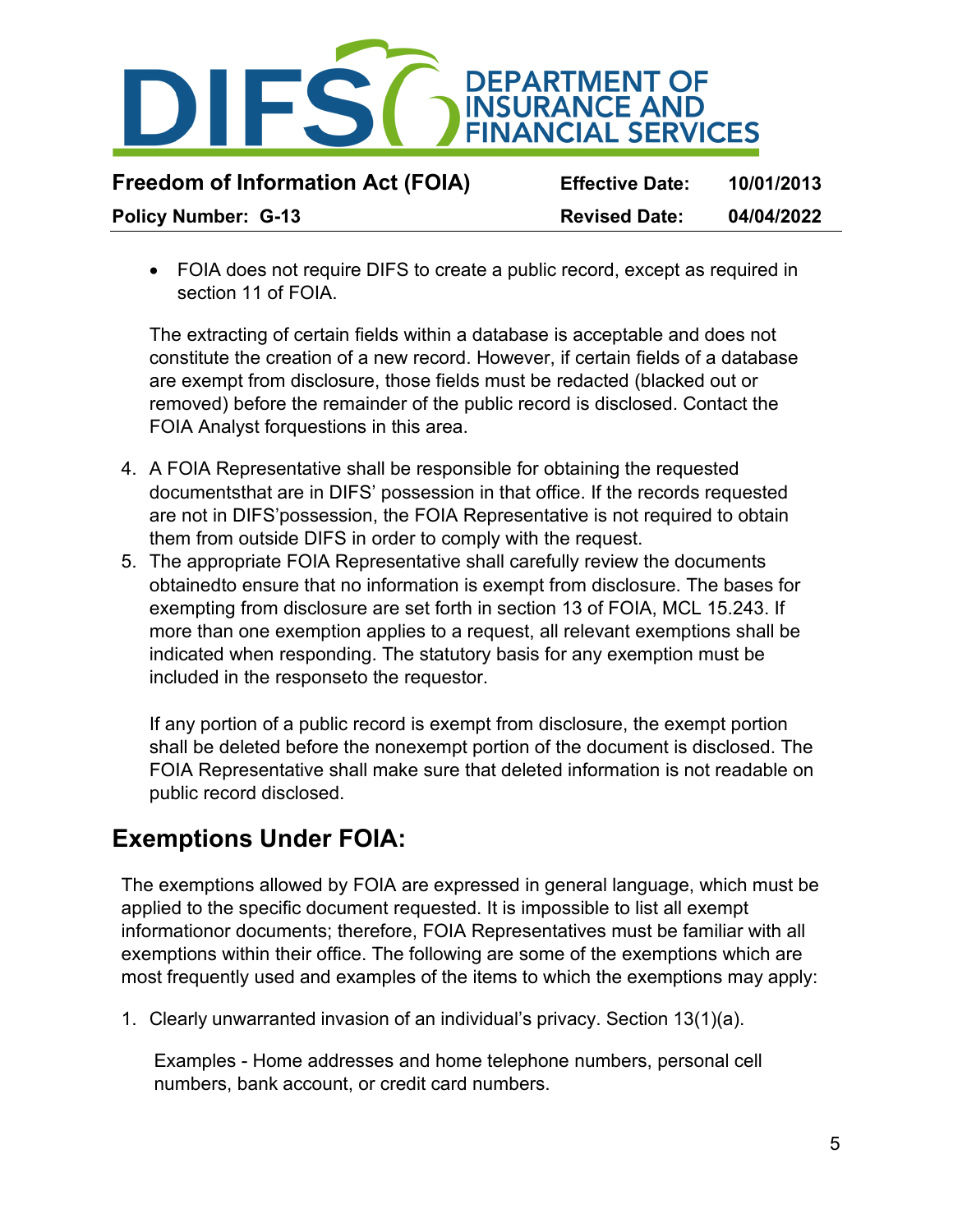- FOIA does not require DIFS to create a public record, except as required in section 11 of FOIA.

  The extracting of certain fields within a database is acceptable and does not constitute the creation of a new record. However, if certain fields of a database are exempt from disclosure, those fields must be redacted (blacked out or removed) before the remainder of the public record is disclosed. Contact the FOIA Analyst forquestions in this area.

4. A FOIA Representative shall be responsible for obtaining the requested documentsthat are in DIFS' possession in that office. If the records requested are not in DIFS'possession, the FOIA Representative is not required to obtain them from outside DIFS in order to comply with the request.
5. The appropriate FOIA Representative shall carefully review the documents obtainedto ensure that no information is exempt from disclosure. The bases for exempting from disclosure are set forth in section 13 of FOIA, MCL 15.243. If more than one exemption applies to a request, all relevant exemptions shall be indicated when responding. The statutory basis for any exemption must be included in the responseto the requestor.

   If any portion of a public record is exempt from disclosure, the exempt portion shall be deleted before the nonexempt portion of the document is disclosed. The FOIA Representative shall make sure that deleted information is not readable on public record disclosed.

## Exemptions Under FOIA:

The exemptions allowed by FOIA are expressed in general language, which must be applied to the specific document requested. It is impossible to list all exempt informationor documents; therefore, FOIA Representatives must be familiar with all exemptions within their office. The following are some of the exemptions which are most frequently used and examples of the items to which the exemptions may apply:

1. Clearly unwarranted invasion of an individual's privacy. Section 13(1)(a).

   Examples - Home addresses and home telephone numbers, personal cell numbers, bank account, or credit card numbers.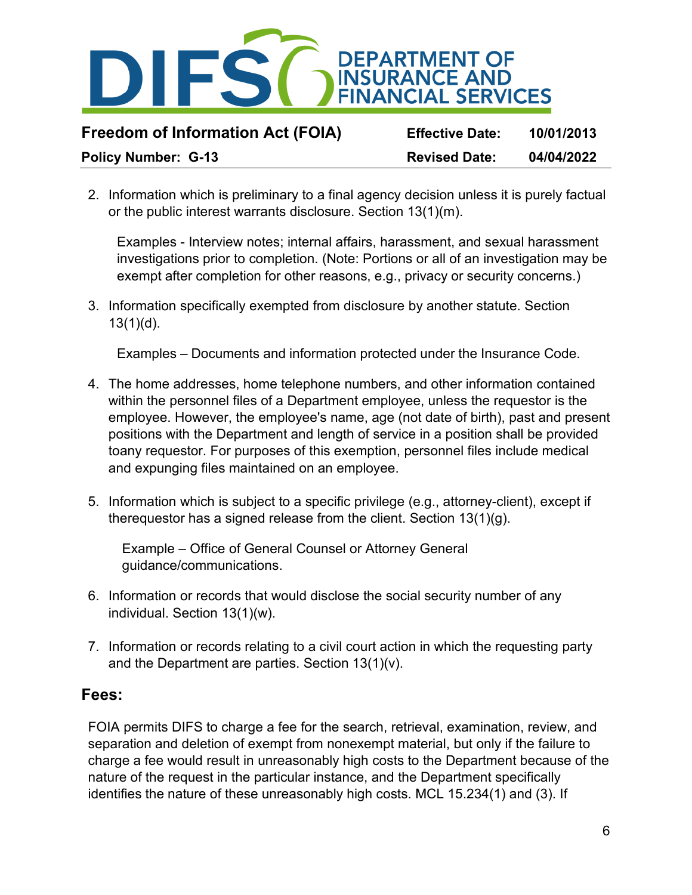2. Information which is preliminary to a final agency decision unless it is purely factual or the public interest warrants disclosure. Section 13(1)(m).

   Examples - Interview notes; internal affairs, harassment, and sexual harassment investigations prior to completion. (Note: Portions or all of an investigation may be exempt after completion for other reasons, e.g., privacy or security concerns.)

3. Information specifically exempted from disclosure by another statute. Section 13(1)(d).

   Examples – Documents and information protected under the Insurance Code.

4. The home addresses, home telephone numbers, and other information contained within the personnel files of a Department employee, unless the requestor is the employee. However, the employee's name, age (not date of birth), past and present positions with the Department and length of service in a position shall be provided toany requestor. For purposes of this exemption, personnel files include medical and expunging files maintained on an employee.

5. Information which is subject to a specific privilege (e.g., attorney-client), except if therequestor has a signed release from the client. Section 13(1)(g).

   Example – Office of General Counsel or Attorney General guidance/communications.

6. Information or records that would disclose the social security number of any individual. Section 13(1)(w).

7. Information or records relating to a civil court action in which the requesting party and the Department are parties. Section 13(1)(v).

## Fees:

FOIA permits DIFS to charge a fee for the search, retrieval, examination, review, and separation and deletion of exempt from nonexempt material, but only if the failure to charge a fee would result in unreasonably high costs to the Department because of the nature of the request in the particular instance, and the Department specifically identifies the nature of these unreasonably high costs. MCL 15.234(1) and (3). If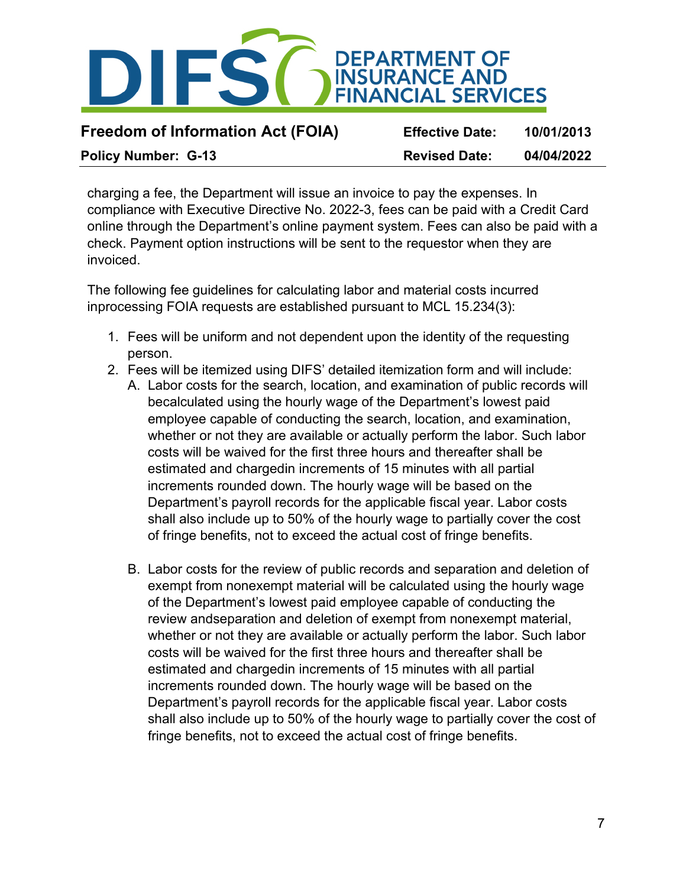charging a fee, the Department will issue an invoice to pay the expenses. In compliance with Executive Directive No. 2022-3, fees can be paid with a Credit Card online through the Department's online payment system. Fees can also be paid with a check. Payment option instructions will be sent to the requestor when they are invoiced.

The following fee guidelines for calculating labor and material costs incurred inprocessing FOIA requests are established pursuant to MCL 15.234(3):

1. Fees will be uniform and not dependent upon the identity of the requesting person.
2. Fees will be itemized using DIFS' detailed itemization form and will include:
   A. Labor costs for the search, location, and examination of public records will becalculated using the hourly wage of the Department's lowest paid employee capable of conducting the search, location, and examination, whether or not they are available or actually perform the labor. Such labor costs will be waived for the first three hours and thereafter shall be estimated and chargedin increments of 15 minutes with all partial increments rounded down. The hourly wage will be based on the Department's payroll records for the applicable fiscal year. Labor costs shall also include up to 50% of the hourly wage to partially cover the cost of fringe benefits, not to exceed the actual cost of fringe benefits.

   B. Labor costs for the review of public records and separation and deletion of exempt from nonexempt material will be calculated using the hourly wage of the Department's lowest paid employee capable of conducting the review andseparation and deletion of exempt from nonexempt material, whether or not they are available or actually perform the labor. Such labor costs will be waived for the first three hours and thereafter shall be estimated and chargedin increments of 15 minutes with all partial increments rounded down. The hourly wage will be based on the Department's payroll records for the applicable fiscal year. Labor costs shall also include up to 50% of the hourly wage to partially cover the cost of fringe benefits, not to exceed the actual cost of fringe benefits.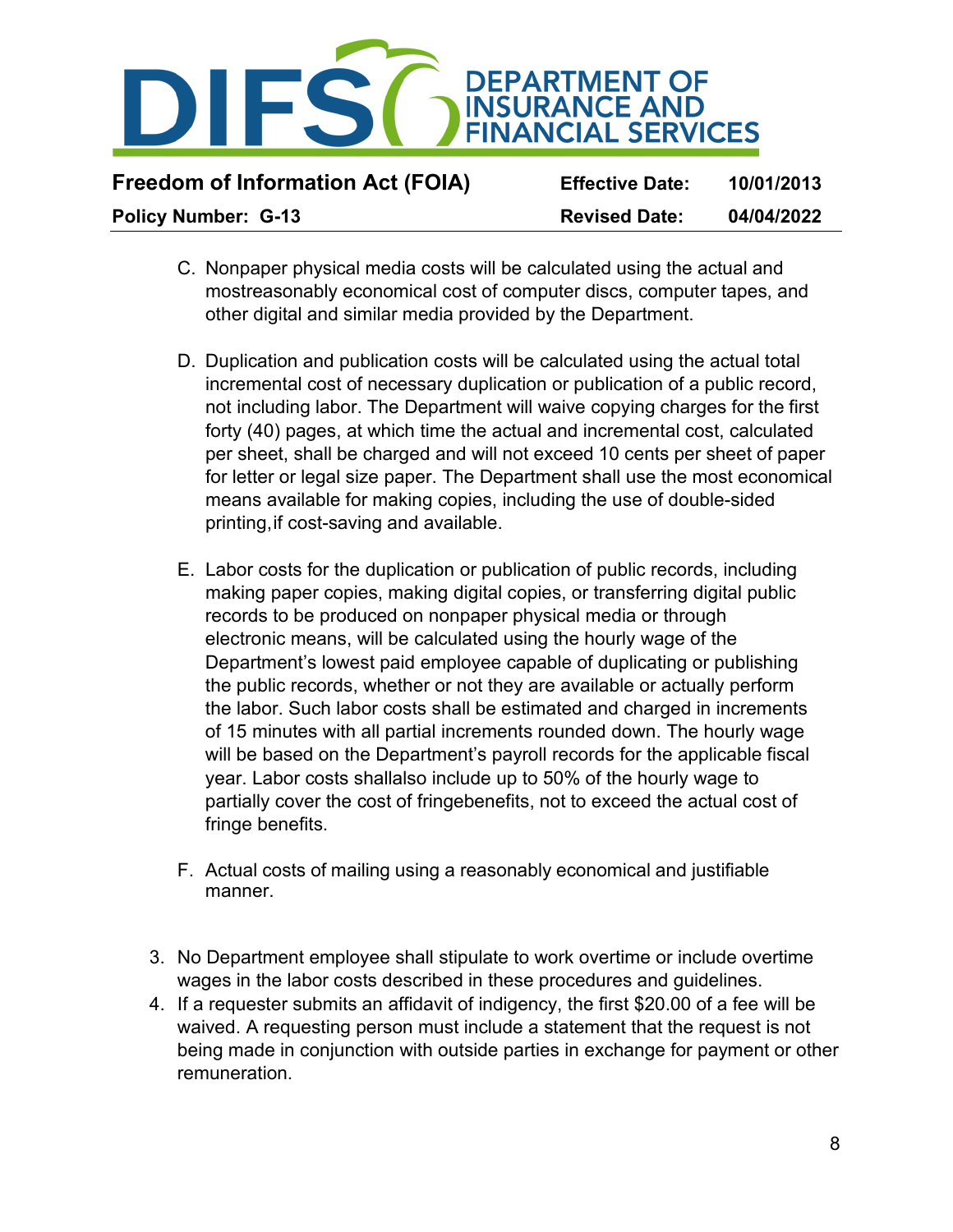C. Nonpaper physical media costs will be calculated using the actual and mostreasonably economical cost of computer discs, computer tapes, and other digital and similar media provided by the Department.

D. Duplication and publication costs will be calculated using the actual total incremental cost of necessary duplication or publication of a public record, not including labor. The Department will waive copying charges for the first forty (40) pages, at which time the actual and incremental cost, calculated per sheet, shall be charged and will not exceed 10 cents per sheet of paper for letter or legal size paper. The Department shall use the most economical means available for making copies, including the use of double-sided printing,if cost-saving and available.

E. Labor costs for the duplication or publication of public records, including making paper copies, making digital copies, or transferring digital public records to be produced on nonpaper physical media or through electronic means, will be calculated using the hourly wage of the Department's lowest paid employee capable of duplicating or publishing the public records, whether or not they are available or actually perform the labor. Such labor costs shall be estimated and charged in increments of 15 minutes with all partial increments rounded down. The hourly wage will be based on the Department's payroll records for the applicable fiscal year. Labor costs shallalso include up to 50% of the hourly wage to partially cover the cost of fringebenefits, not to exceed the actual cost of fringe benefits.

F. Actual costs of mailing using a reasonably economical and justifiable manner.

3. No Department employee shall stipulate to work overtime or include overtime wages in the labor costs described in these procedures and guidelines.
4. If a requester submits an affidavit of indigency, the first $20.00 of a fee will be waived. A requesting person must include a statement that the request is not being made in conjunction with outside parties in exchange for payment or other remuneration.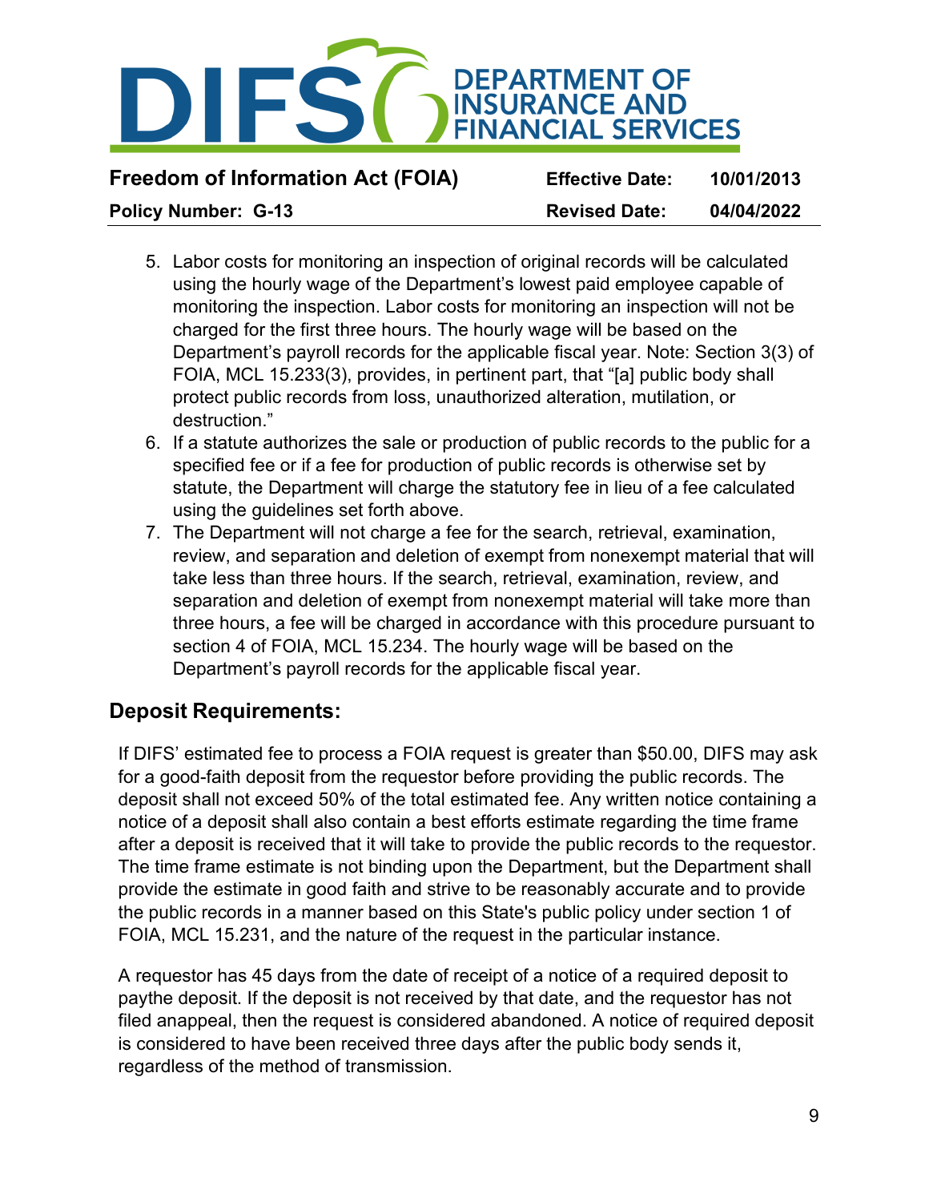5. Labor costs for monitoring an inspection of original records will be calculated using the hourly wage of the Department's lowest paid employee capable of monitoring the inspection. Labor costs for monitoring an inspection will not be charged for the first three hours. The hourly wage will be based on the Department's payroll records for the applicable fiscal year. Note: Section 3(3) of FOIA, MCL 15.233(3), provides, in pertinent part, that "[a] public body shall protect public records from loss, unauthorized alteration, mutilation, or destruction."
6. If a statute authorizes the sale or production of public records to the public for a specified fee or if a fee for production of public records is otherwise set by statute, the Department will charge the statutory fee in lieu of a fee calculated using the guidelines set forth above.
7. The Department will not charge a fee for the search, retrieval, examination, review, and separation and deletion of exempt from nonexempt material that will take less than three hours. If the search, retrieval, examination, review, and separation and deletion of exempt from nonexempt material will take more than three hours, a fee will be charged in accordance with this procedure pursuant to section 4 of FOIA, MCL 15.234. The hourly wage will be based on the Department's payroll records for the applicable fiscal year.

## Deposit Requirements:

If DIFS' estimated fee to process a FOIA request is greater than $50.00, DIFS may ask for a good-faith deposit from the requestor before providing the public records. The deposit shall not exceed 50% of the total estimated fee. Any written notice containing a notice of a deposit shall also contain a best efforts estimate regarding the time frame after a deposit is received that it will take to provide the public records to the requestor. The time frame estimate is not binding upon the Department, but the Department shall provide the estimate in good faith and strive to be reasonably accurate and to provide the public records in a manner based on this State's public policy under section 1 of FOIA, MCL 15.231, and the nature of the request in the particular instance.

A requestor has 45 days from the date of receipt of a notice of a required deposit to paythe deposit. If the deposit is not received by that date, and the requestor has not filed anappeal, then the request is considered abandoned. A notice of required deposit is considered to have been received three days after the public body sends it, regardless of the method of transmission.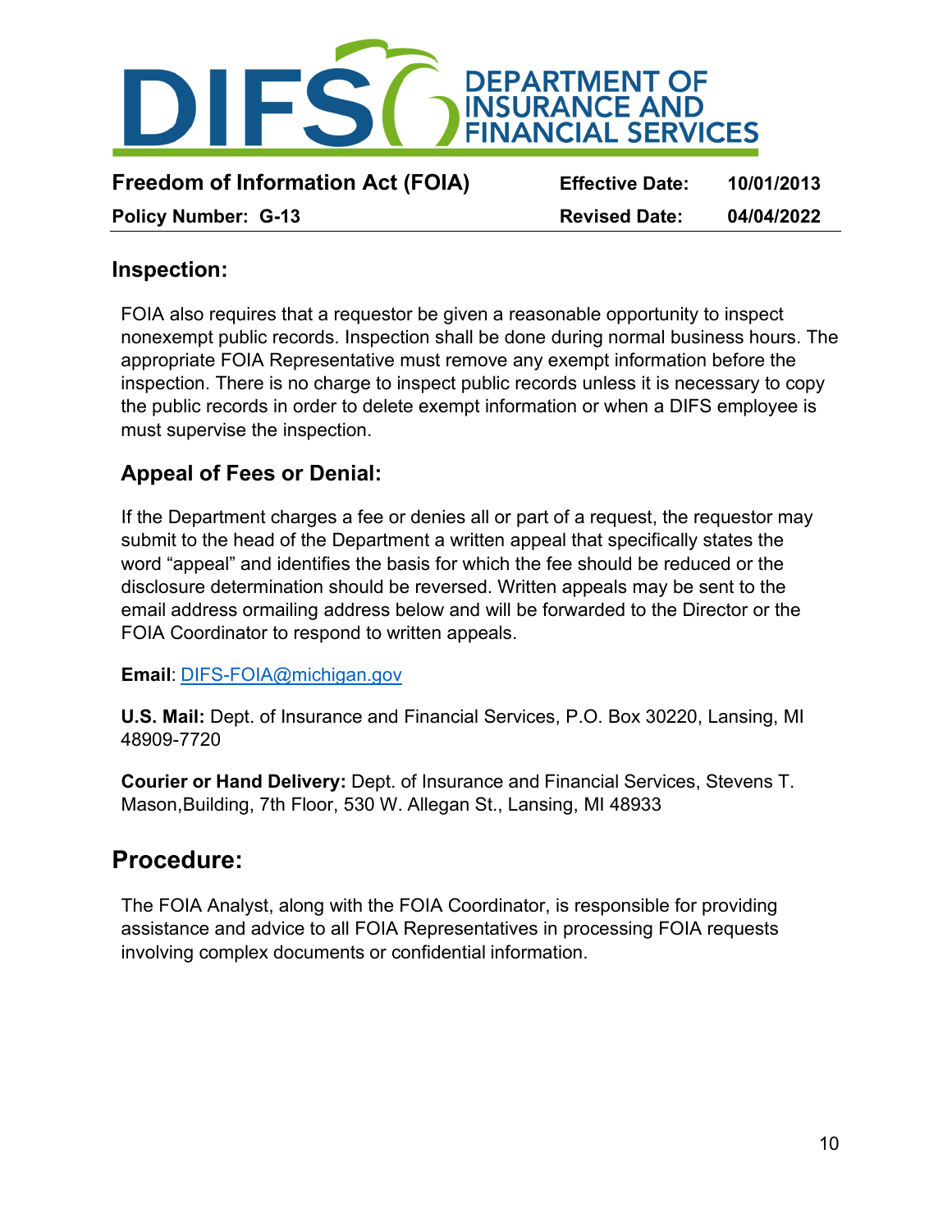## Inspection:

FOIA also requires that a requestor be given a reasonable opportunity to inspect nonexempt public records. Inspection shall be done during normal business hours. The appropriate FOIA Representative must remove any exempt information before the inspection. There is no charge to inspect public records unless it is necessary to copy the public records in order to delete exempt information or when a DIFS employee is must supervise the inspection.

## Appeal of Fees or Denial:

If the Department charges a fee or denies all or part of a request, the requestor may submit to the head of the Department a written appeal that specifically states the word "appeal" and identifies the basis for which the fee should be reduced or the disclosure determination should be reversed. Written appeals may be sent to the email address ormailing address below and will be forwarded to the Director or the FOIA Coordinator to respond to written appeals.

**Email**: DIFS-FOIA@michigan.gov

**U.S. Mail:** Dept. of Insurance and Financial Services, P.O. Box 30220, Lansing, MI 48909-7720

**Courier or Hand Delivery:** Dept. of Insurance and Financial Services, Stevens T. Mason,Building, 7th Floor, 530 W. Allegan St., Lansing, MI 48933

# Procedure:

The FOIA Analyst, along with the FOIA Coordinator, is responsible for providing assistance and advice to all FOIA Representatives in processing FOIA requests involving complex documents or confidential information.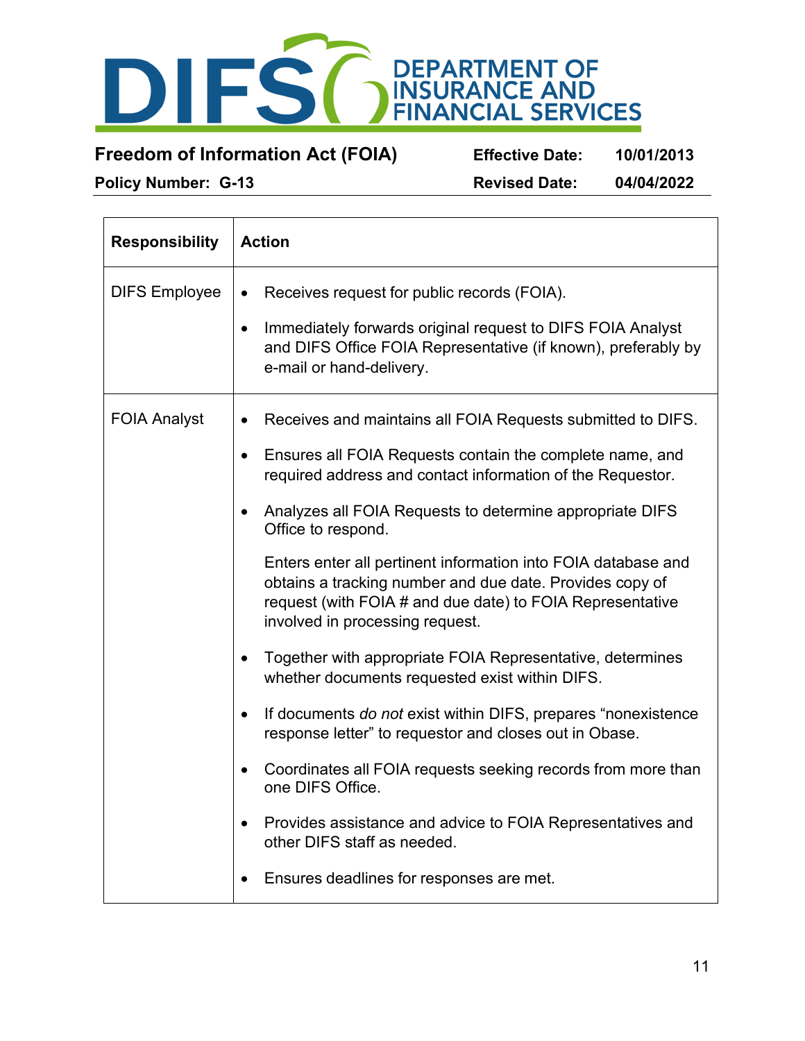| Responsibility | Action |
|---|---|
| DIFS Employee | • Receives request for public records (FOIA).<br><br>• Immediately forwards original request to DIFS FOIA Analyst and DIFS Office FOIA Representative (if known), preferably by e-mail or hand-delivery. |
| FOIA Analyst | • Receives and maintains all FOIA Requests submitted to DIFS.<br><br>• Ensures all FOIA Requests contain the complete name, and required address and contact information of the Requestor.<br><br>• Analyzes all FOIA Requests to determine appropriate DIFS Office to respond.<br><br>Enters enter all pertinent information into FOIA database and obtains a tracking number and due date. Provides copy of request (with FOIA # and due date) to FOIA Representative involved in processing request.<br><br>• Together with appropriate FOIA Representative, determines whether documents requested exist within DIFS.<br><br>• If documents *do not* exist within DIFS, prepares “nonexistence response letter” to requestor and closes out in Obase.<br><br>• Coordinates all FOIA requests seeking records from more than one DIFS Office.<br><br>• Provides assistance and advice to FOIA Representatives and other DIFS staff as needed.<br><br>• Ensures deadlines for responses are met. |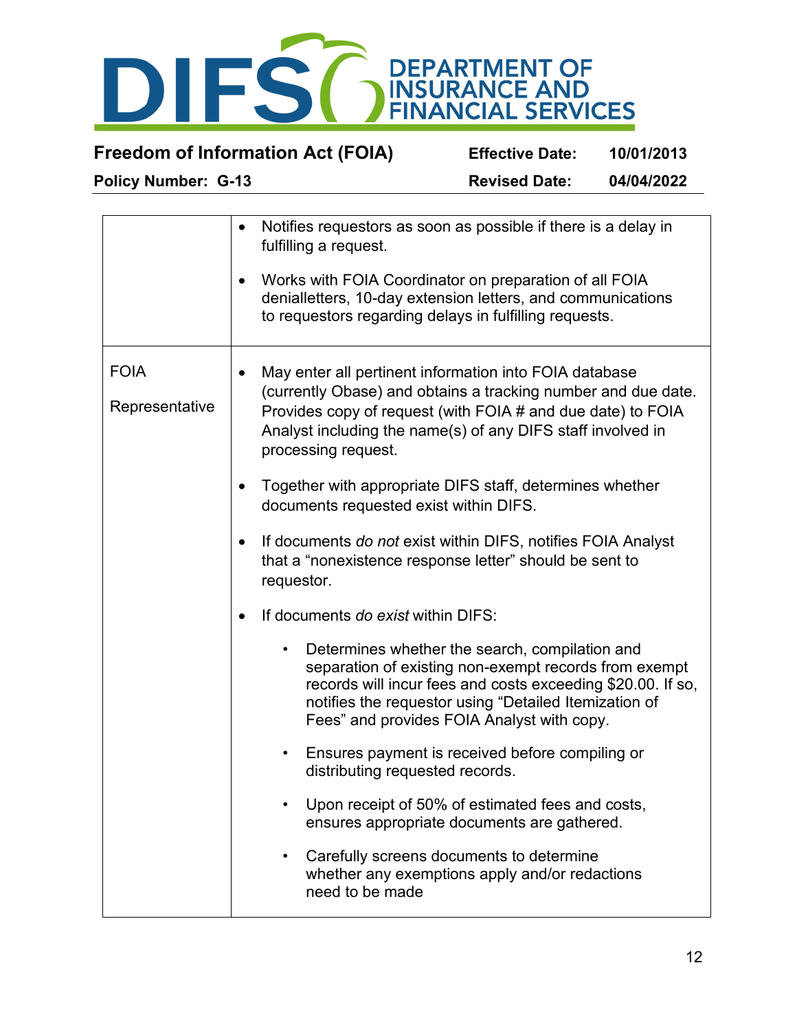| | |
|---|---|
| | • Notifies requestors as soon as possible if there is a delay in fulfilling a request.<br><br>• Works with FOIA Coordinator on preparation of all FOIA denialletters, 10-day extension letters, and communications to requestors regarding delays in fulfilling requests. |
| FOIA<br><br>Representative | • May enter all pertinent information into FOIA database (currently Obase) and obtains a tracking number and due date. Provides copy of request (with FOIA # and due date) to FOIA Analyst including the name(s) of any DIFS staff involved in processing request.<br><br>• Together with appropriate DIFS staff, determines whether documents requested exist within DIFS.<br><br>• If documents *do not* exist within DIFS, notifies FOIA Analyst that a "nonexistence response letter" should be sent to requestor.<br><br>• If documents *do exist* within DIFS:<br><br>&nbsp;&nbsp;&nbsp;&nbsp;• Determines whether the search, compilation and separation of existing non-exempt records from exempt records will incur fees and costs exceeding $20.00. If so, notifies the requestor using "Detailed Itemization of Fees" and provides FOIA Analyst with copy.<br><br>&nbsp;&nbsp;&nbsp;&nbsp;• Ensures payment is received before compiling or distributing requested records.<br><br>&nbsp;&nbsp;&nbsp;&nbsp;• Upon receipt of 50% of estimated fees and costs, ensures appropriate documents are gathered.<br><br>&nbsp;&nbsp;&nbsp;&nbsp;• Carefully screens documents to determine whether any exemptions apply and/or redactions need to be made |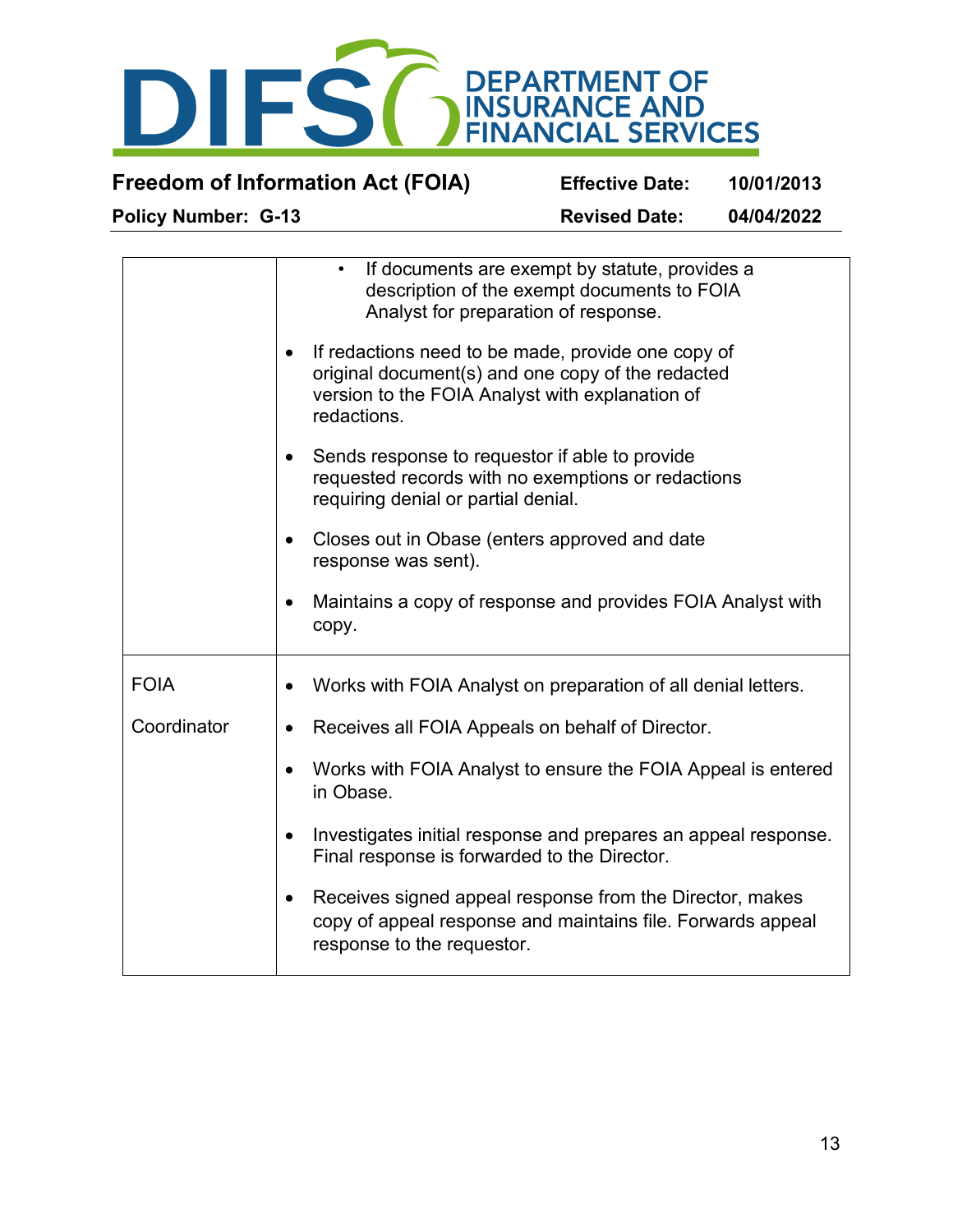| | |
|---|---|
| | • If documents are exempt by statute, provides a description of the exempt documents to FOIA Analyst for preparation of response.<br><br>• If redactions need to be made, provide one copy of original document(s) and one copy of the redacted version to the FOIA Analyst with explanation of redactions.<br><br>• Sends response to requestor if able to provide requested records with no exemptions or redactions requiring denial or partial denial.<br><br>• Closes out in Obase (enters approved and date response was sent).<br><br>• Maintains a copy of response and provides FOIA Analyst with copy. |
| FOIA<br><br>Coordinator | • Works with FOIA Analyst on preparation of all denial letters.<br><br>• Receives all FOIA Appeals on behalf of Director.<br><br>• Works with FOIA Analyst to ensure the FOIA Appeal is entered in Obase.<br><br>• Investigates initial response and prepares an appeal response. Final response is forwarded to the Director.<br><br>• Receives signed appeal response from the Director, makes copy of appeal response and maintains file. Forwards appeal response to the requestor. |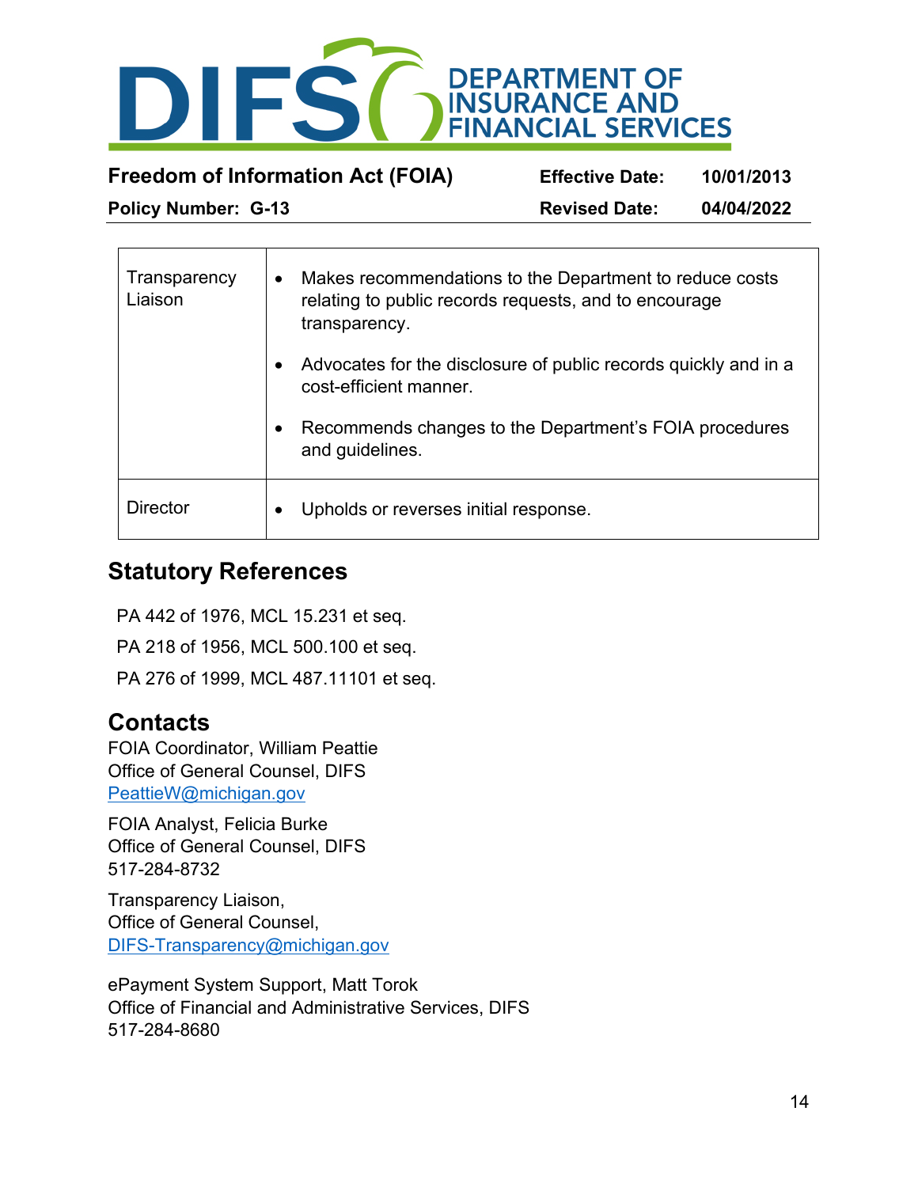| | |
|---|---|
| Transparency Liaison | • Makes recommendations to the Department to reduce costs relating to public records requests, and to encourage transparency.<br>• Advocates for the disclosure of public records quickly and in a cost-efficient manner.<br>• Recommends changes to the Department's FOIA procedures and guidelines. |
| Director | • Upholds or reverses initial response. |

## Statutory References

PA 442 of 1976, MCL 15.231 et seq.

PA 218 of 1956, MCL 500.100 et seq.

PA 276 of 1999, MCL 487.11101 et seq.

## Contacts

FOIA Coordinator, William Peattie
Office of General Counsel, DIFS
PeattieW@michigan.gov

FOIA Analyst, Felicia Burke
Office of General Counsel, DIFS
517-284-8732

Transparency Liaison,
Office of General Counsel,
DIFS-Transparency@michigan.gov

ePayment System Support, Matt Torok
Office of Financial and Administrative Services, DIFS
517-284-8680